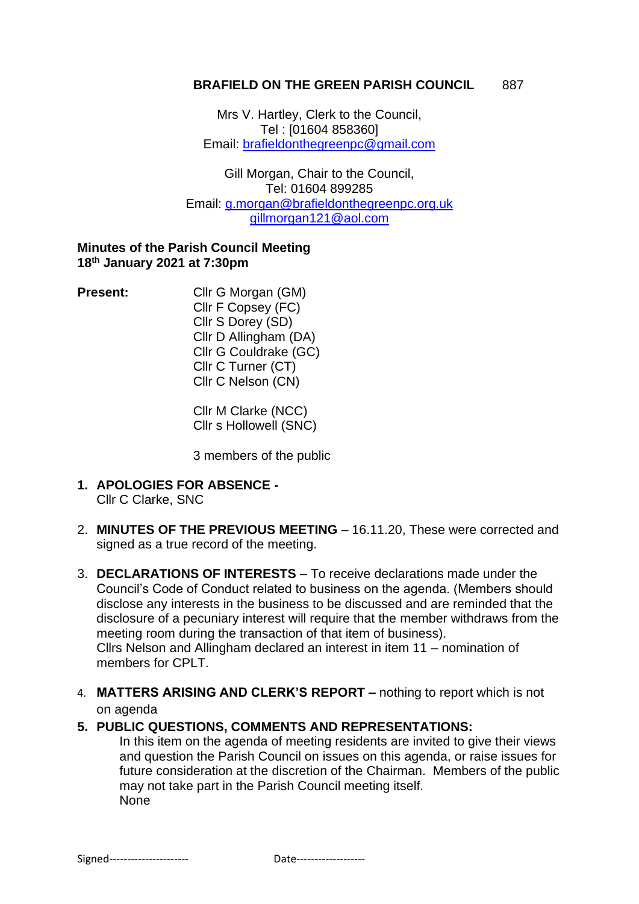# BRAFIELD ON THE GREEN PARISH COUNCIL

887

Mrs V. Hartley, Clerk to the Council,
Tel : [01604 858360]
Email: brafieldonthegreenpc@gmail.com

Gill Morgan, Chair to the Council,
Tel: 01604 899285
Email: g.morgan@brafieldonthegreenpc.org.uk
gillmorgan121@aol.com

**Minutes of the Parish Council Meeting**
**18th January 2021 at 7:30pm**

**Present:**

Cllr G Morgan (GM)
Cllr F Copsey (FC)
Cllr S Dorey (SD)
Cllr D Allingham (DA)
Cllr G Couldrake (GC)
Cllr C Turner (CT)
Cllr C Nelson (CN)

Cllr M Clarke (NCC)
Cllr s Hollowell (SNC)

3 members of the public

1. **APOLOGIES FOR ABSENCE -**
   Cllr C Clarke, SNC

2. **MINUTES OF THE PREVIOUS MEETING** – 16.11.20, These were corrected and signed as a true record of the meeting.

3. **DECLARATIONS OF INTERESTS** – To receive declarations made under the Council's Code of Conduct related to business on the agenda. (Members should disclose any interests in the business to be discussed and are reminded that the disclosure of a pecuniary interest will require that the member withdraws from the meeting room during the transaction of that item of business).
   Cllrs Nelson and Allingham declared an interest in item 11 – nomination of members for CPLT.

4. **MATTERS ARISING AND CLERK'S REPORT –** nothing to report which is not on agenda

5. **PUBLIC QUESTIONS, COMMENTS AND REPRESENTATIONS:**
   In this item on the agenda of meeting residents are invited to give their views and question the Parish Council on issues on this agenda, or raise issues for future consideration at the discretion of the Chairman. Members of the public may not take part in the Parish Council meeting itself.
   None

Signed---------------------- Date-------------------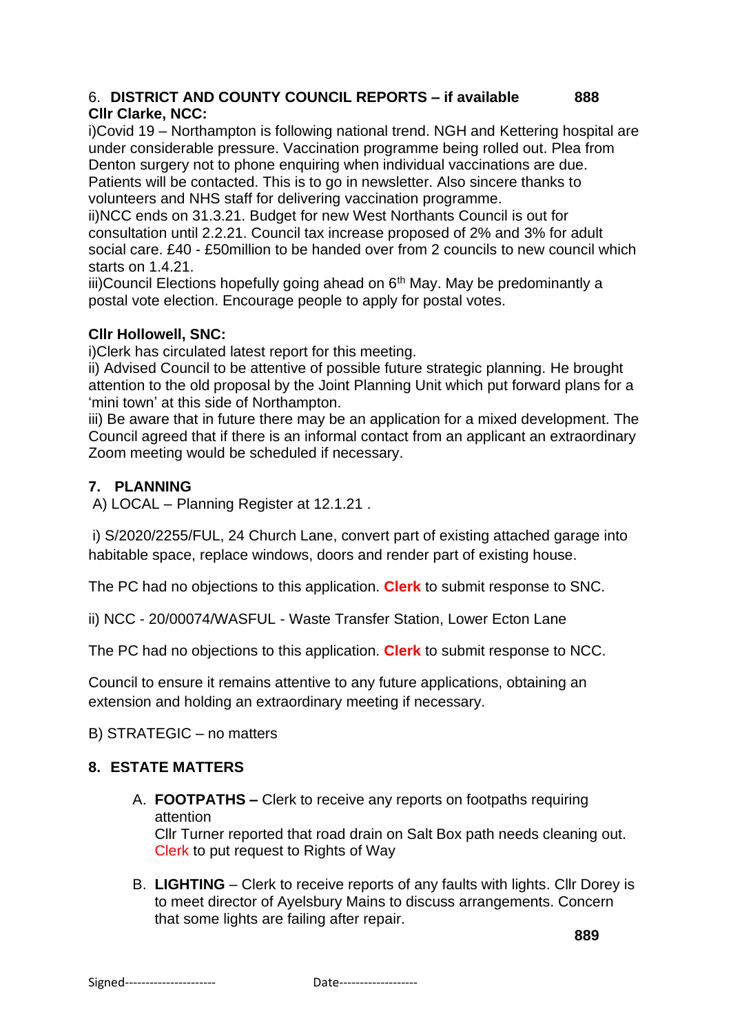6. **DISTRICT AND COUNTY COUNCIL REPORTS – if available**

**Cllr Clarke, NCC:**

i)Covid 19 – Northampton is following national trend. NGH and Kettering hospital are under considerable pressure. Vaccination programme being rolled out. Plea from Denton surgery not to phone enquiring when individual vaccinations are due. Patients will be contacted. This is to go in newsletter. Also sincere thanks to volunteers and NHS staff for delivering vaccination programme.

ii)NCC ends on 31.3.21. Budget for new West Northants Council is out for consultation until 2.2.21. Council tax increase proposed of 2% and 3% for adult social care. £40 - £50million to be handed over from 2 councils to new council which starts on 1.4.21.

iii)Council Elections hopefully going ahead on 6th May. May be predominantly a postal vote election. Encourage people to apply for postal votes.

**Cllr Hollowell, SNC:**

i)Clerk has circulated latest report for this meeting.

ii) Advised Council to be attentive of possible future strategic planning. He brought attention to the old proposal by the Joint Planning Unit which put forward plans for a 'mini town' at this side of Northampton.

iii) Be aware that in future there may be an application for a mixed development. The Council agreed that if there is an informal contact from an applicant an extraordinary Zoom meeting would be scheduled if necessary.

**7. PLANNING**

A) LOCAL – Planning Register at 12.1.21 .

i) S/2020/2255/FUL, 24 Church Lane, convert part of existing attached garage into habitable space, replace windows, doors and render part of existing house.

The PC had no objections to this application. **Clerk** to submit response to SNC.

ii) NCC - 20/00074/WASFUL - Waste Transfer Station, Lower Ecton Lane

The PC had no objections to this application. **Clerk** to submit response to NCC.

Council to ensure it remains attentive to any future applications, obtaining an extension and holding an extraordinary meeting if necessary.

B) STRATEGIC – no matters

**8. ESTATE MATTERS**

A. **FOOTPATHS –** Clerk to receive any reports on footpaths requiring attention
Cllr Turner reported that road drain on Salt Box path needs cleaning out. Clerk to put request to Rights of Way

B. **LIGHTING** – Clerk to receive reports of any faults with lights. Cllr Dorey is to meet director of Ayelsbury Mains to discuss arrangements. Concern that some lights are failing after repair.

Signed--------------------- Date------------------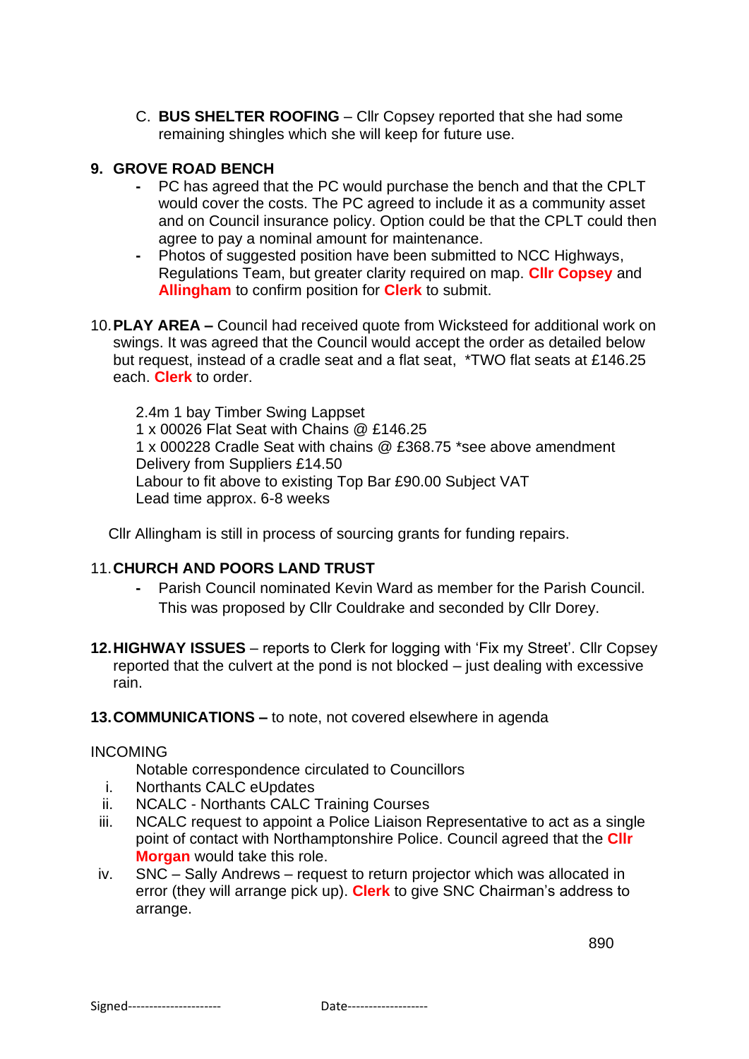C. **BUS SHELTER ROOFING** – Cllr Copsey reported that she had some remaining shingles which she will keep for future use.

**9. GROVE ROAD BENCH**

- PC has agreed that the PC would purchase the bench and that the CPLT would cover the costs. The PC agreed to include it as a community asset and on Council insurance policy. Option could be that the CPLT could then agree to pay a nominal amount for maintenance.
- Photos of suggested position have been submitted to NCC Highways, Regulations Team, but greater clarity required on map. **Cllr Copsey** and **Allingham** to confirm position for **Clerk** to submit.

**10. PLAY AREA –** Council had received quote from Wicksteed for additional work on swings. It was agreed that the Council would accept the order as detailed below but request, instead of a cradle seat and a flat seat, *TWO flat seats at £146.25 each. **Clerk** to order.

2.4m 1 bay Timber Swing Lappset
1 x 00026 Flat Seat with Chains @ £146.25
1 x 000228 Cradle Seat with chains @ £368.75 *see above amendment
Delivery from Suppliers £14.50
Labour to fit above to existing Top Bar £90.00 Subject VAT
Lead time approx. 6-8 weeks

Cllr Allingham is still in process of sourcing grants for funding repairs.

**11. CHURCH AND POORS LAND TRUST**

- Parish Council nominated Kevin Ward as member for the Parish Council. This was proposed by Cllr Couldrake and seconded by Cllr Dorey.

**12. HIGHWAY ISSUES** – reports to Clerk for logging with 'Fix my Street'. Cllr Copsey reported that the culvert at the pond is not blocked – just dealing with excessive rain.

**13. COMMUNICATIONS –** to note, not covered elsewhere in agenda

INCOMING

Notable correspondence circulated to Councillors

i. Northants CALC eUpdates
ii. NCALC - Northants CALC Training Courses
iii. NCALC request to appoint a Police Liaison Representative to act as a single point of contact with Northamptonshire Police. Council agreed that the **Cllr Morgan** would take this role.
iv. SNC – Sally Andrews – request to return projector which was allocated in error (they will arrange pick up). **Clerk** to give SNC Chairman's address to arrange.

Signed---------------------- Date-------------------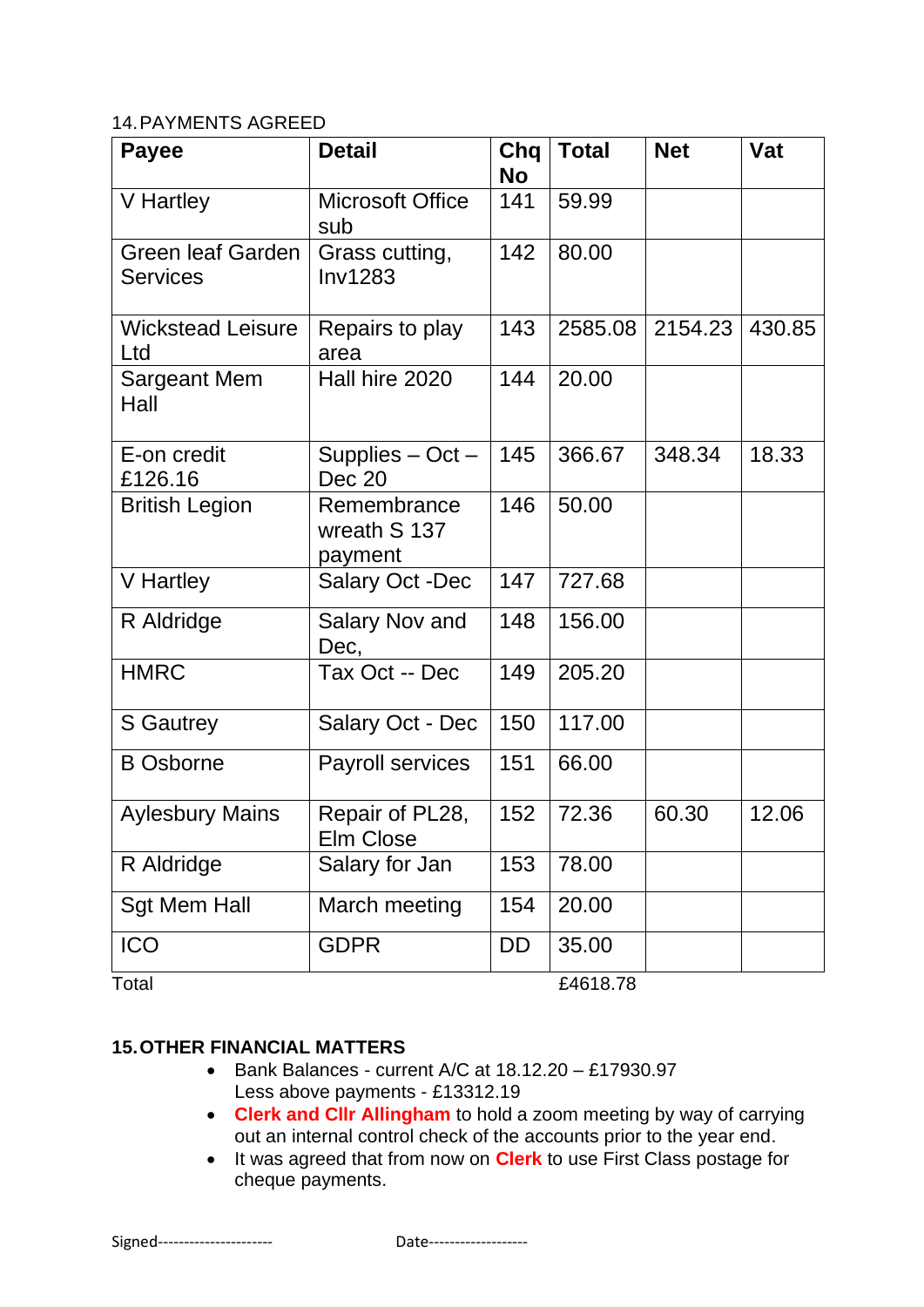## 14. PAYMENTS AGREED

| Payee | Detail | Chq No | Total | Net | Vat |
|---|---|---|---|---|---|
| V Hartley | Microsoft Office sub | 141 | 59.99 | | |
| Green leaf Garden Services | Grass cutting, Inv1283 | 142 | 80.00 | | |
| Wickstead Leisure Ltd | Repairs to play area | 143 | 2585.08 | 2154.23 | 430.85 |
| Sargeant Mem Hall | Hall hire 2020 | 144 | 20.00 | | |
| E-on credit £126.16 | Supplies – Oct – Dec 20 | 145 | 366.67 | 348.34 | 18.33 |
| British Legion | Remembrance wreath S 137 payment | 146 | 50.00 | | |
| V Hartley | Salary Oct -Dec | 147 | 727.68 | | |
| R Aldridge | Salary Nov and Dec, | 148 | 156.00 | | |
| HMRC | Tax Oct -- Dec | 149 | 205.20 | | |
| S Gautrey | Salary Oct - Dec | 150 | 117.00 | | |
| B Osborne | Payroll services | 151 | 66.00 | | |
| Aylesbury Mains | Repair of PL28, Elm Close | 152 | 72.36 | 60.30 | 12.06 |
| R Aldridge | Salary for Jan | 153 | 78.00 | | |
| Sgt Mem Hall | March meeting | 154 | 20.00 | | |
| ICO | GDPR | DD | 35.00 | | |
| Total | | | £4618.78 | | |

## 15. OTHER FINANCIAL MATTERS

- Bank Balances - current A/C at 18.12.20 – £17930.97
  Less above payments - £13312.19
- **Clerk and Cllr Allingham** to hold a zoom meeting by way of carrying out an internal control check of the accounts prior to the year end.
- It was agreed that from now on **Clerk** to use First Class postage for cheque payments.

Signed---------------------- Date-------------------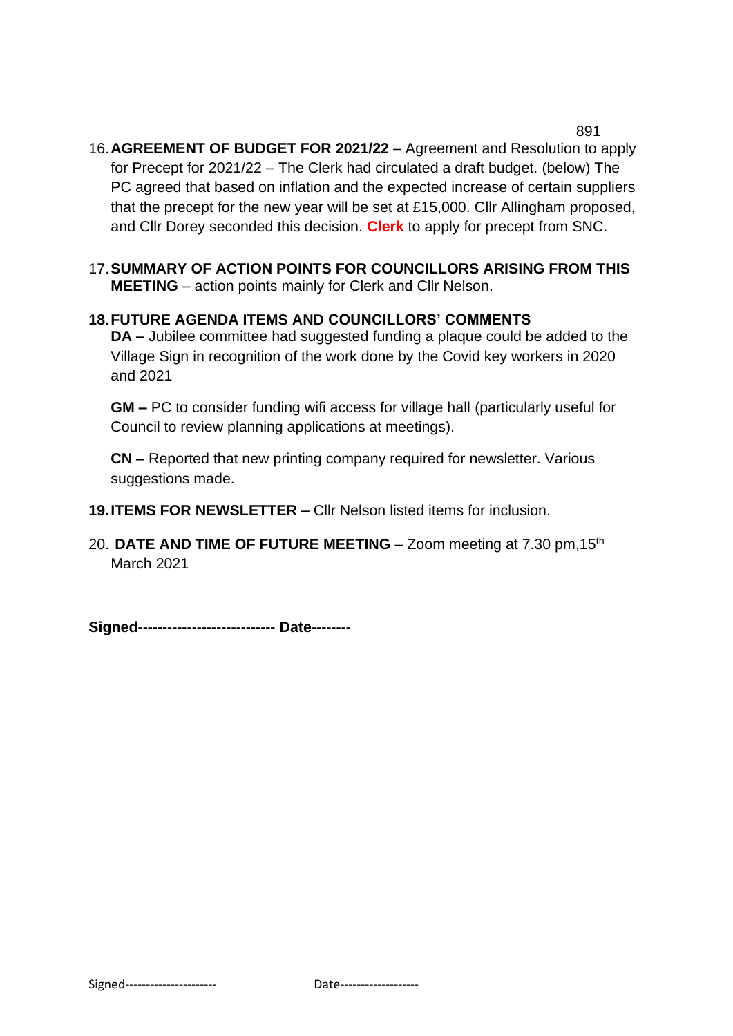16. **AGREEMENT OF BUDGET FOR 2021/22** – Agreement and Resolution to apply for Precept for 2021/22 – The Clerk had circulated a draft budget. (below) The PC agreed that based on inflation and the expected increase of certain suppliers that the precept for the new year will be set at £15,000. Cllr Allingham proposed, and Cllr Dorey seconded this decision. **Clerk** to apply for precept from SNC.

17. **SUMMARY OF ACTION POINTS FOR COUNCILLORS ARISING FROM THIS MEETING** – action points mainly for Clerk and Cllr Nelson.

18. **FUTURE AGENDA ITEMS AND COUNCILLORS' COMMENTS**

    **DA –** Jubilee committee had suggested funding a plaque could be added to the Village Sign in recognition of the work done by the Covid key workers in 2020 and 2021

    **GM –** PC to consider funding wifi access for village hall (particularly useful for Council to review planning applications at meetings).

    **CN –** Reported that new printing company required for newsletter. Various suggestions made.

19. **ITEMS FOR NEWSLETTER –** Cllr Nelson listed items for inclusion.

20. **DATE AND TIME OF FUTURE MEETING** – Zoom meeting at 7.30 pm,15th March 2021

**Signed--------------------------- Date--------**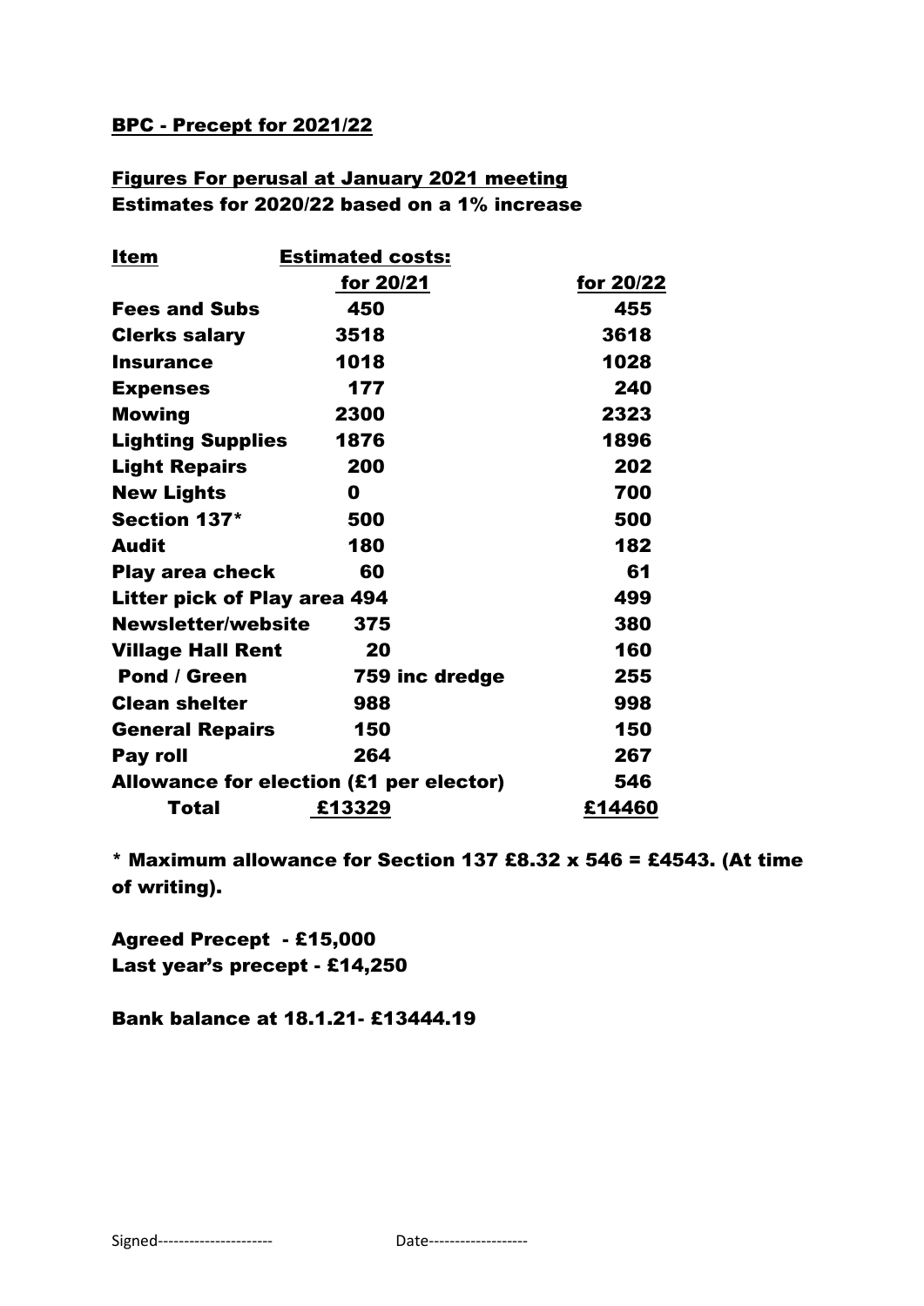**BPC - Precept for 2021/22**

**Figures For perusal at January 2021 meeting**
**Estimates for 2020/22 based on a 1% increase**

| Item | Estimated costs: for 20/21 | for 20/22 |
|---|---|---|
| Fees and Subs | 450 | 455 |
| Clerks salary | 3518 | 3618 |
| Insurance | 1018 | 1028 |
| Expenses | 177 | 240 |
| Mowing | 2300 | 2323 |
| Lighting Supplies | 1876 | 1896 |
| Light Repairs | 200 | 202 |
| New Lights | 0 | 700 |
| Section 137* | 500 | 500 |
| Audit | 180 | 182 |
| Play area check | 60 | 61 |
| Litter pick of Play area | 494 | 499 |
| Newsletter/website | 375 | 380 |
| Village Hall Rent | 20 | 160 |
| Pond / Green | 759 inc dredge | 255 |
| Clean shelter | 988 | 998 |
| General Repairs | 150 | 150 |
| Pay roll | 264 | 267 |
| Allowance for election (£1 per elector) | | 546 |
| **Total** | **£13329** | **£14460** |

\* Maximum allowance for Section 137 £8.32 x 546 = £4543. (At time of writing).

**Agreed Precept - £15,000**
**Last year's precept - £14,250**

**Bank balance at 18.1.21- £13444.19**

Signed---------------------- Date-------------------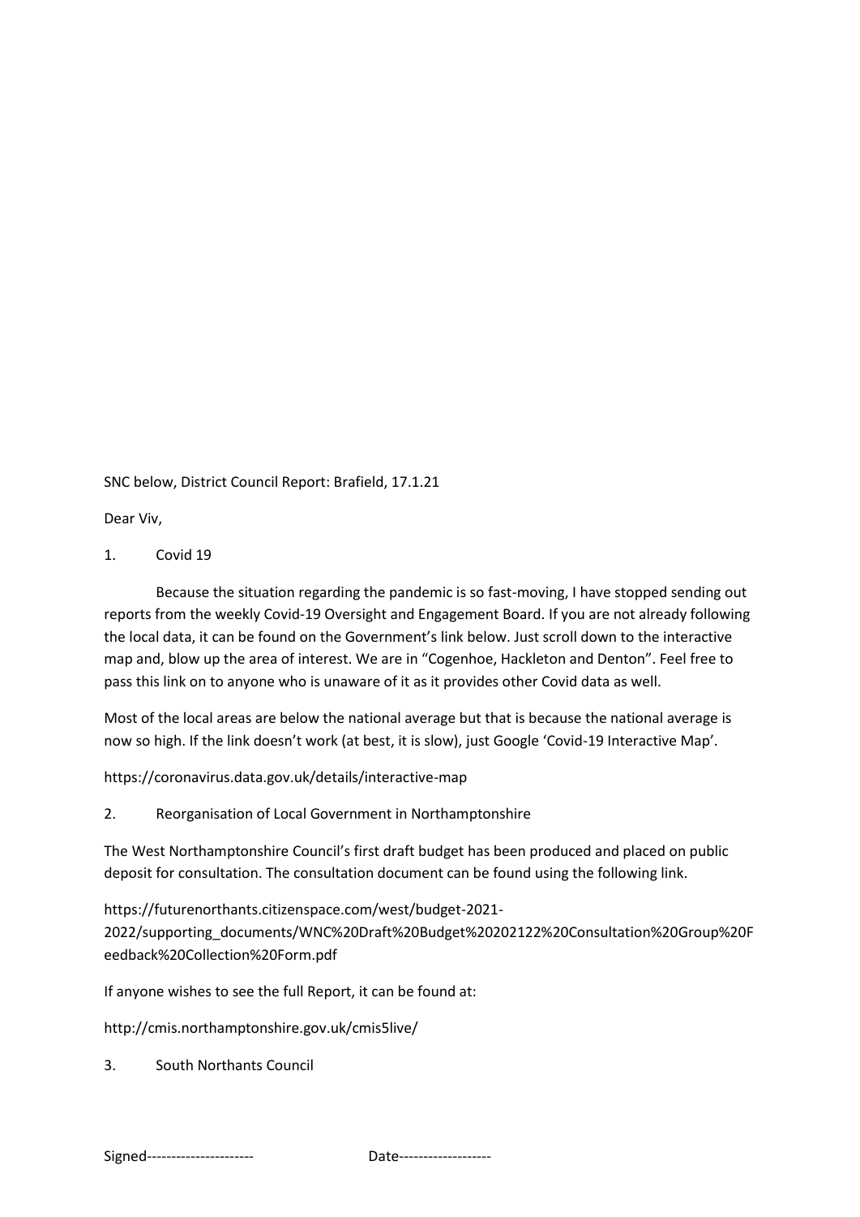SNC below, District Council Report: Brafield, 17.1.21

Dear Viv,

1. Covid 19

Because the situation regarding the pandemic is so fast-moving, I have stopped sending out reports from the weekly Covid-19 Oversight and Engagement Board. If you are not already following the local data, it can be found on the Government's link below. Just scroll down to the interactive map and, blow up the area of interest. We are in "Cogenhoe, Hackleton and Denton". Feel free to pass this link on to anyone who is unaware of it as it provides other Covid data as well.

Most of the local areas are below the national average but that is because the national average is now so high. If the link doesn't work (at best, it is slow), just Google 'Covid-19 Interactive Map'.

https://coronavirus.data.gov.uk/details/interactive-map

2. Reorganisation of Local Government in Northamptonshire

The West Northamptonshire Council's first draft budget has been produced and placed on public deposit for consultation. The consultation document can be found using the following link.

https://futurenorthants.citizenspace.com/west/budget-2021-2022/supporting_documents/WNC%20Draft%20Budget%20202122%20Consultation%20Group%20Feedback%20Collection%20Form.pdf

If anyone wishes to see the full Report, it can be found at:

http://cmis.northamptonshire.gov.uk/cmis5live/

3. South Northants Council

Signed---------------------- Date-------------------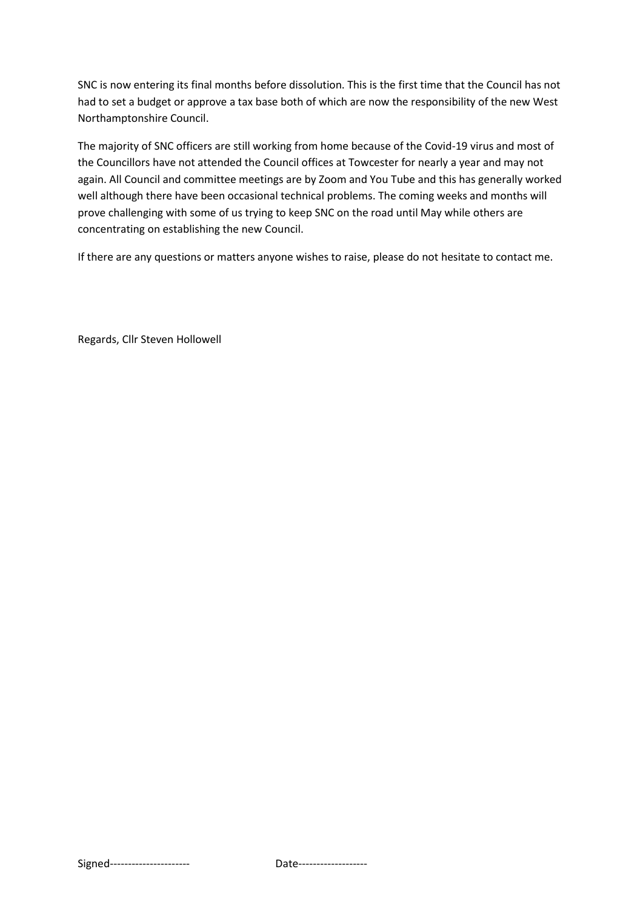SNC is now entering its final months before dissolution. This is the first time that the Council has not had to set a budget or approve a tax base both of which are now the responsibility of the new West Northamptonshire Council.

The majority of SNC officers are still working from home because of the Covid-19 virus and most of the Councillors have not attended the Council offices at Towcester for nearly a year and may not again. All Council and committee meetings are by Zoom and You Tube and this has generally worked well although there have been occasional technical problems. The coming weeks and months will prove challenging with some of us trying to keep SNC on the road until May while others are concentrating on establishing the new Council.

If there are any questions or matters anyone wishes to raise, please do not hesitate to contact me.

Regards, Cllr Steven Hollowell

Signed---------------------- Date-------------------